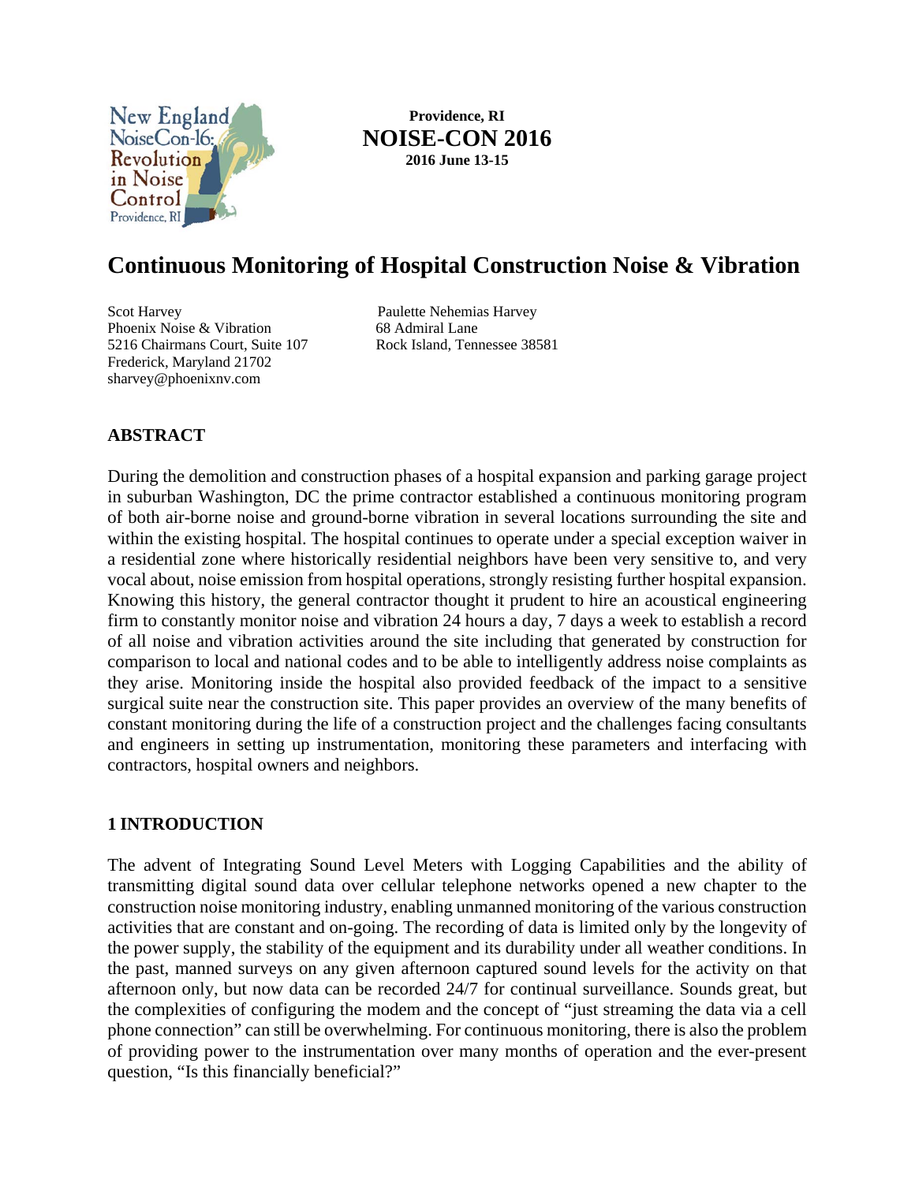Providence, RI
**NOISE-CON 2016**
**2016 June 13-15**

# Continuous Monitoring of Hospital Construction Noise & Vibration

Scot Harvey
Phoenix Noise & Vibration
5216 Chairmans Court, Suite 107
Frederick, Maryland 21702
sharvey@phoenixnv.com

Paulette Nehemias Harvey
68 Admiral Lane
Rock Island, Tennessee 38581

## ABSTRACT

During the demolition and construction phases of a hospital expansion and parking garage project in suburban Washington, DC the prime contractor established a continuous monitoring program of both air-borne noise and ground-borne vibration in several locations surrounding the site and within the existing hospital. The hospital continues to operate under a special exception waiver in a residential zone where historically residential neighbors have been very sensitive to, and very vocal about, noise emission from hospital operations, strongly resisting further hospital expansion. Knowing this history, the general contractor thought it prudent to hire an acoustical engineering firm to constantly monitor noise and vibration 24 hours a day, 7 days a week to establish a record of all noise and vibration activities around the site including that generated by construction for comparison to local and national codes and to be able to intelligently address noise complaints as they arise. Monitoring inside the hospital also provided feedback of the impact to a sensitive surgical suite near the construction site. This paper provides an overview of the many benefits of constant monitoring during the life of a construction project and the challenges facing consultants and engineers in setting up instrumentation, monitoring these parameters and interfacing with contractors, hospital owners and neighbors.

## 1 INTRODUCTION

The advent of Integrating Sound Level Meters with Logging Capabilities and the ability of transmitting digital sound data over cellular telephone networks opened a new chapter to the construction noise monitoring industry, enabling unmanned monitoring of the various construction activities that are constant and on-going. The recording of data is limited only by the longevity of the power supply, the stability of the equipment and its durability under all weather conditions. In the past, manned surveys on any given afternoon captured sound levels for the activity on that afternoon only, but now data can be recorded 24/7 for continual surveillance. Sounds great, but the complexities of configuring the modem and the concept of "just streaming the data via a cell phone connection" can still be overwhelming. For continuous monitoring, there is also the problem of providing power to the instrumentation over many months of operation and the ever-present question, "Is this financially beneficial?"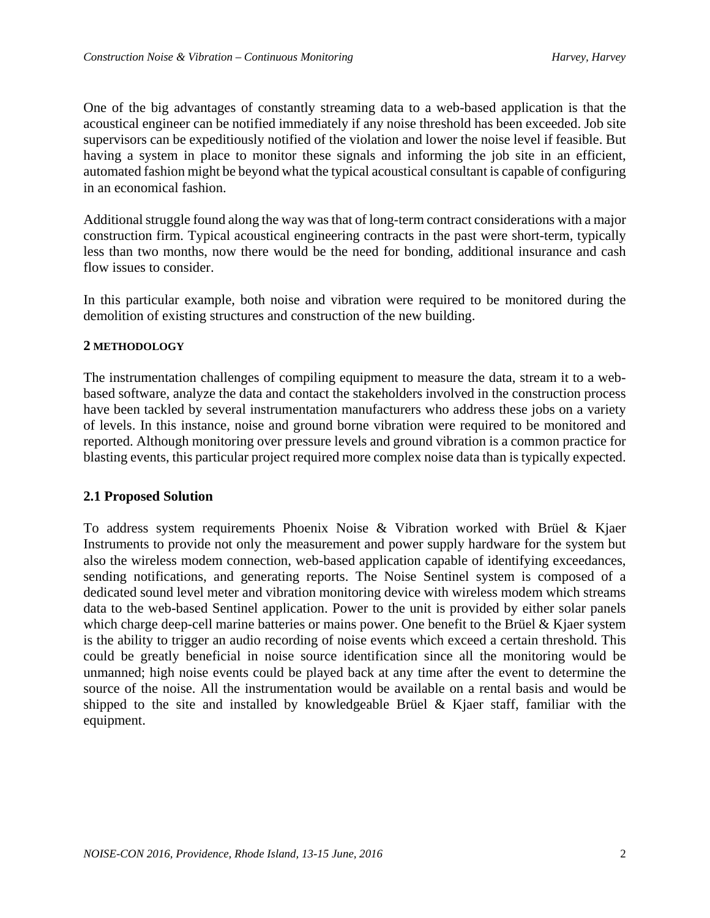One of the big advantages of constantly streaming data to a web-based application is that the acoustical engineer can be notified immediately if any noise threshold has been exceeded. Job site supervisors can be expeditiously notified of the violation and lower the noise level if feasible. But having a system in place to monitor these signals and informing the job site in an efficient, automated fashion might be beyond what the typical acoustical consultant is capable of configuring in an economical fashion.

Additional struggle found along the way was that of long-term contract considerations with a major construction firm. Typical acoustical engineering contracts in the past were short-term, typically less than two months, now there would be the need for bonding, additional insurance and cash flow issues to consider.

In this particular example, both noise and vibration were required to be monitored during the demolition of existing structures and construction of the new building.

## 2 METHODOLOGY

The instrumentation challenges of compiling equipment to measure the data, stream it to a web-based software, analyze the data and contact the stakeholders involved in the construction process have been tackled by several instrumentation manufacturers who address these jobs on a variety of levels. In this instance, noise and ground borne vibration were required to be monitored and reported. Although monitoring over pressure levels and ground vibration is a common practice for blasting events, this particular project required more complex noise data than is typically expected.

### 2.1 Proposed Solution

To address system requirements Phoenix Noise & Vibration worked with Brüel & Kjaer Instruments to provide not only the measurement and power supply hardware for the system but also the wireless modem connection, web-based application capable of identifying exceedances, sending notifications, and generating reports. The Noise Sentinel system is composed of a dedicated sound level meter and vibration monitoring device with wireless modem which streams data to the web-based Sentinel application. Power to the unit is provided by either solar panels which charge deep-cell marine batteries or mains power. One benefit to the Brüel & Kjaer system is the ability to trigger an audio recording of noise events which exceed a certain threshold. This could be greatly beneficial in noise source identification since all the monitoring would be unmanned; high noise events could be played back at any time after the event to determine the source of the noise. All the instrumentation would be available on a rental basis and would be shipped to the site and installed by knowledgeable Brüel & Kjaer staff, familiar with the equipment.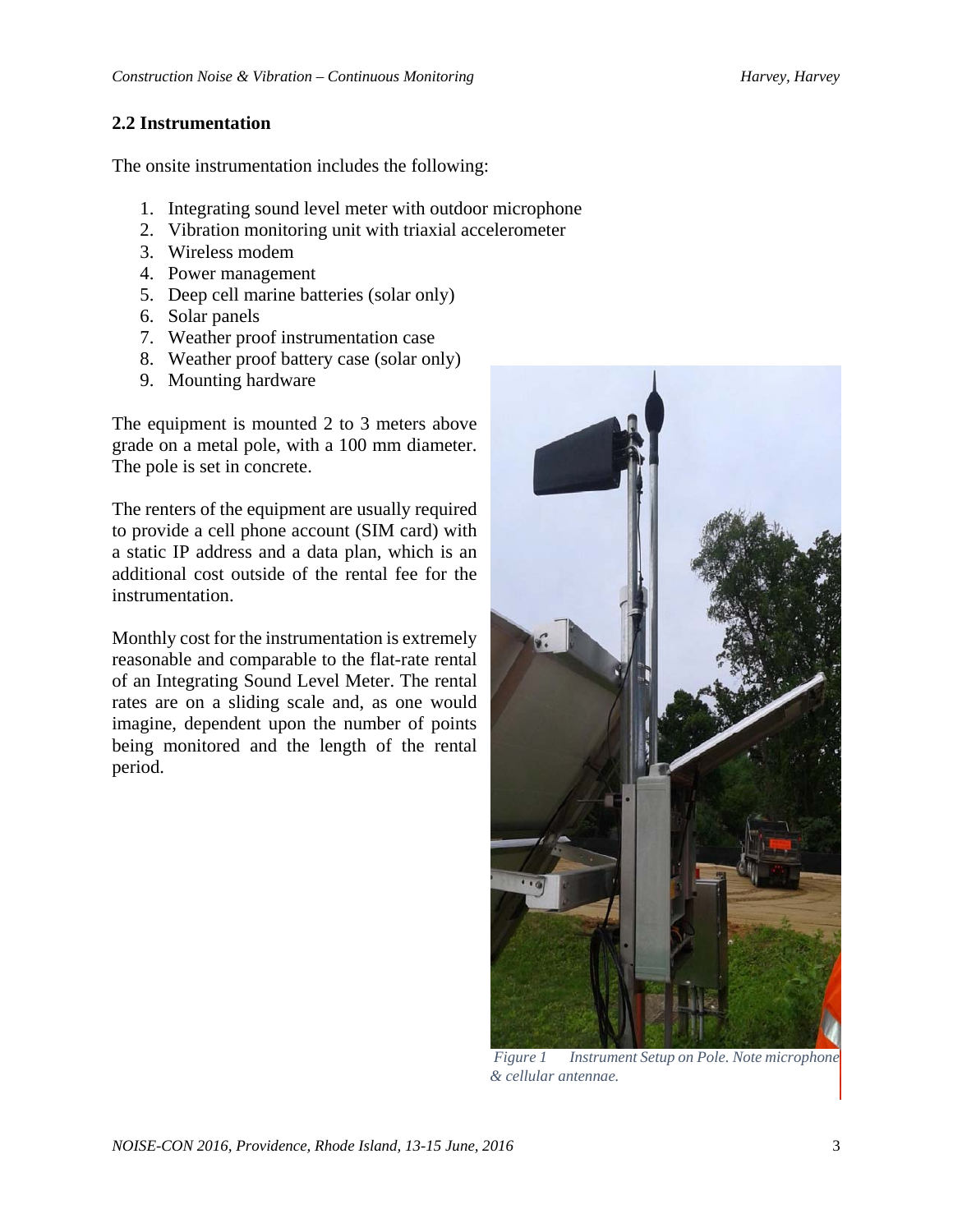## 2.2 Instrumentation

The onsite instrumentation includes the following:

1. Integrating sound level meter with outdoor microphone
2. Vibration monitoring unit with triaxial accelerometer
3. Wireless modem
4. Power management
5. Deep cell marine batteries (solar only)
6. Solar panels
7. Weather proof instrumentation case
8. Weather proof battery case (solar only)
9. Mounting hardware

The equipment is mounted 2 to 3 meters above grade on a metal pole, with a 100 mm diameter. The pole is set in concrete.

The renters of the equipment are usually required to provide a cell phone account (SIM card) with a static IP address and a data plan, which is an additional cost outside of the rental fee for the instrumentation.

Monthly cost for the instrumentation is extremely reasonable and comparable to the flat-rate rental of an Integrating Sound Level Meter. The rental rates are on a sliding scale and, as one would imagine, dependent upon the number of points being monitored and the length of the rental period.

*Figure 1 Instrument Setup on Pole. Note microphone & cellular antennae.*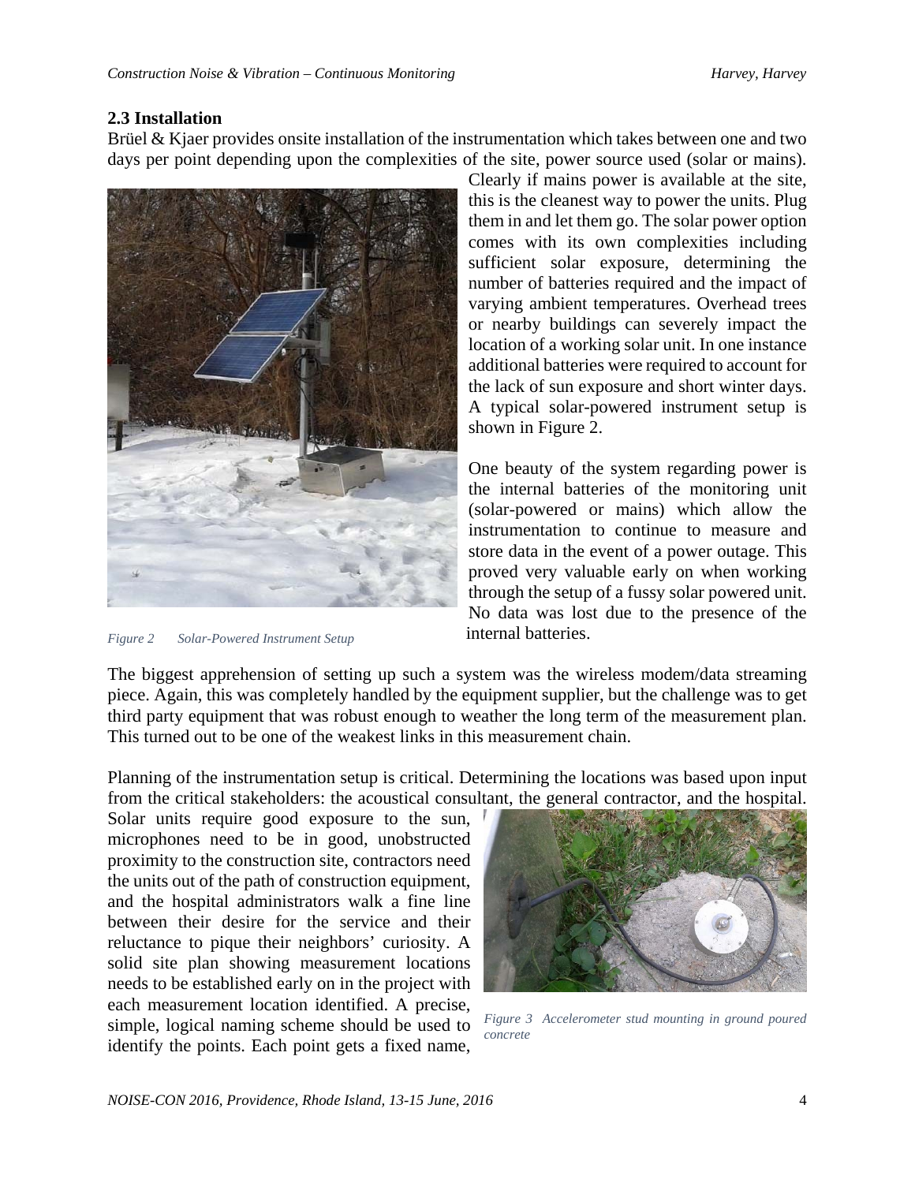## 2.3 Installation

Brüel & Kjaer provides onsite installation of the instrumentation which takes between one and two days per point depending upon the complexities of the site, power source used (solar or mains). Clearly if mains power is available at the site, this is the cleanest way to power the units. Plug them in and let them go. The solar power option comes with its own complexities including sufficient solar exposure, determining the number of batteries required and the impact of varying ambient temperatures. Overhead trees or nearby buildings can severely impact the location of a working solar unit. In one instance additional batteries were required to account for the lack of sun exposure and short winter days. A typical solar-powered instrument setup is shown in Figure 2.

*Figure 2 Solar-Powered Instrument Setup*

One beauty of the system regarding power is the internal batteries of the monitoring unit (solar-powered or mains) which allow the instrumentation to continue to measure and store data in the event of a power outage. This proved very valuable early on when working through the setup of a fussy solar powered unit. No data was lost due to the presence of the internal batteries.

The biggest apprehension of setting up such a system was the wireless modem/data streaming piece. Again, this was completely handled by the equipment supplier, but the challenge was to get third party equipment that was robust enough to weather the long term of the measurement plan. This turned out to be one of the weakest links in this measurement chain.

Planning of the instrumentation setup is critical. Determining the locations was based upon input from the critical stakeholders: the acoustical consultant, the general contractor, and the hospital. Solar units require good exposure to the sun, microphones need to be in good, unobstructed proximity to the construction site, contractors need the units out of the path of construction equipment, and the hospital administrators walk a fine line between their desire for the service and their reluctance to pique their neighbors' curiosity. A solid site plan showing measurement locations needs to be established early on in the project with each measurement location identified. A precise, simple, logical naming scheme should be used to identify the points. Each point gets a fixed name,

*Figure 3 Accelerometer stud mounting in ground poured concrete*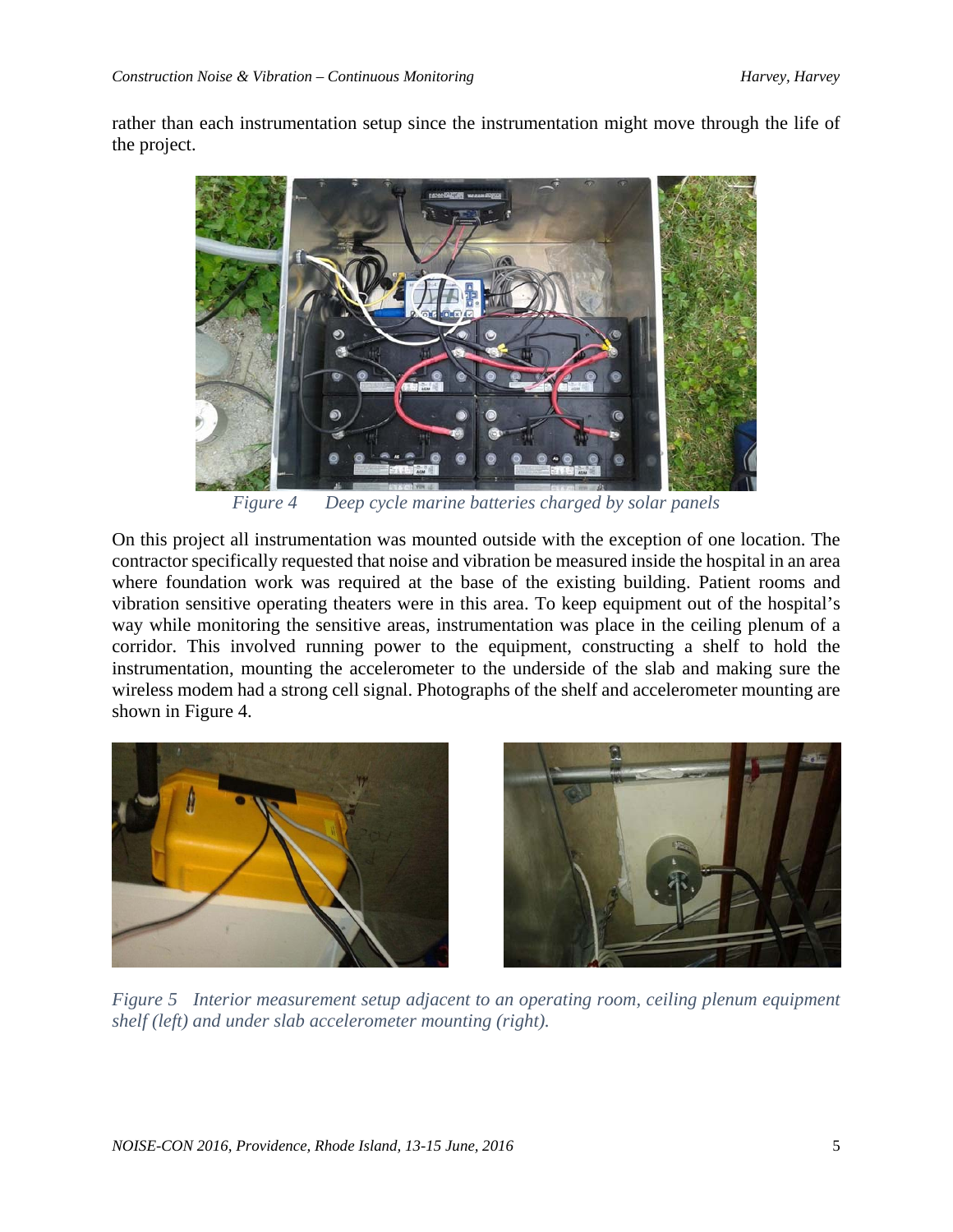rather than each instrumentation setup since the instrumentation might move through the life of the project.

*Figure 4 Deep cycle marine batteries charged by solar panels*

On this project all instrumentation was mounted outside with the exception of one location. The contractor specifically requested that noise and vibration be measured inside the hospital in an area where foundation work was required at the base of the existing building. Patient rooms and vibration sensitive operating theaters were in this area. To keep equipment out of the hospital's way while monitoring the sensitive areas, instrumentation was place in the ceiling plenum of a corridor. This involved running power to the equipment, constructing a shelf to hold the instrumentation, mounting the accelerometer to the underside of the slab and making sure the wireless modem had a strong cell signal. Photographs of the shelf and accelerometer mounting are shown in Figure 4.

*Figure 5 Interior measurement setup adjacent to an operating room, ceiling plenum equipment shelf (left) and under slab accelerometer mounting (right).*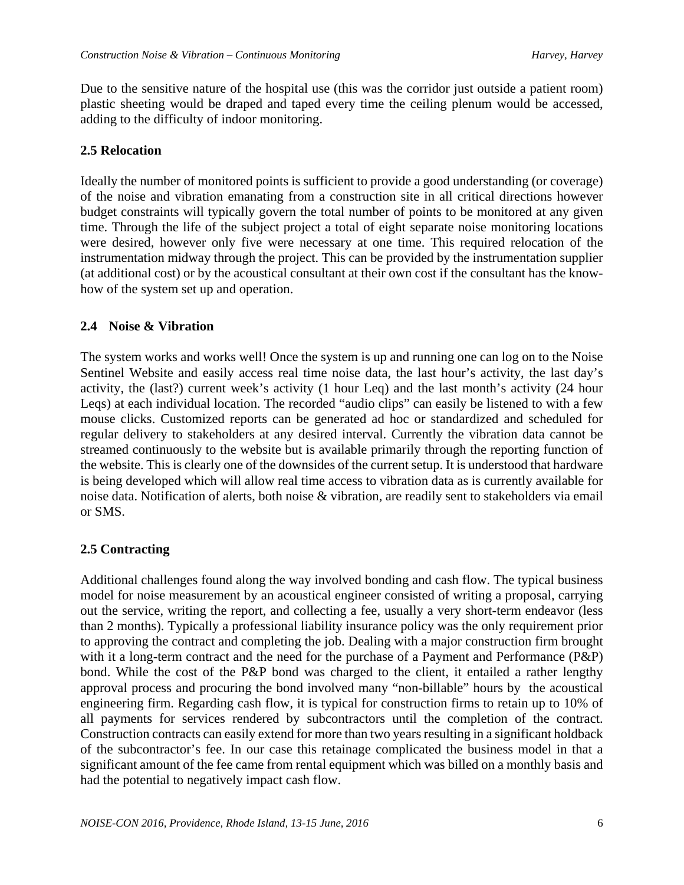Due to the sensitive nature of the hospital use (this was the corridor just outside a patient room) plastic sheeting would be draped and taped every time the ceiling plenum would be accessed, adding to the difficulty of indoor monitoring.

## 2.5 Relocation

Ideally the number of monitored points is sufficient to provide a good understanding (or coverage) of the noise and vibration emanating from a construction site in all critical directions however budget constraints will typically govern the total number of points to be monitored at any given time. Through the life of the subject project a total of eight separate noise monitoring locations were desired, however only five were necessary at one time. This required relocation of the instrumentation midway through the project. This can be provided by the instrumentation supplier (at additional cost) or by the acoustical consultant at their own cost if the consultant has the know-how of the system set up and operation.

## 2.4 Noise & Vibration

The system works and works well! Once the system is up and running one can log on to the Noise Sentinel Website and easily access real time noise data, the last hour's activity, the last day's activity, the (last?) current week's activity (1 hour Leq) and the last month's activity (24 hour Leqs) at each individual location. The recorded "audio clips" can easily be listened to with a few mouse clicks. Customized reports can be generated ad hoc or standardized and scheduled for regular delivery to stakeholders at any desired interval. Currently the vibration data cannot be streamed continuously to the website but is available primarily through the reporting function of the website. This is clearly one of the downsides of the current setup. It is understood that hardware is being developed which will allow real time access to vibration data as is currently available for noise data. Notification of alerts, both noise & vibration, are readily sent to stakeholders via email or SMS.

## 2.5 Contracting

Additional challenges found along the way involved bonding and cash flow. The typical business model for noise measurement by an acoustical engineer consisted of writing a proposal, carrying out the service, writing the report, and collecting a fee, usually a very short-term endeavor (less than 2 months). Typically a professional liability insurance policy was the only requirement prior to approving the contract and completing the job. Dealing with a major construction firm brought with it a long-term contract and the need for the purchase of a Payment and Performance (P&P) bond. While the cost of the P&P bond was charged to the client, it entailed a rather lengthy approval process and procuring the bond involved many "non-billable" hours by the acoustical engineering firm. Regarding cash flow, it is typical for construction firms to retain up to 10% of all payments for services rendered by subcontractors until the completion of the contract. Construction contracts can easily extend for more than two years resulting in a significant holdback of the subcontractor's fee. In our case this retainage complicated the business model in that a significant amount of the fee came from rental equipment which was billed on a monthly basis and had the potential to negatively impact cash flow.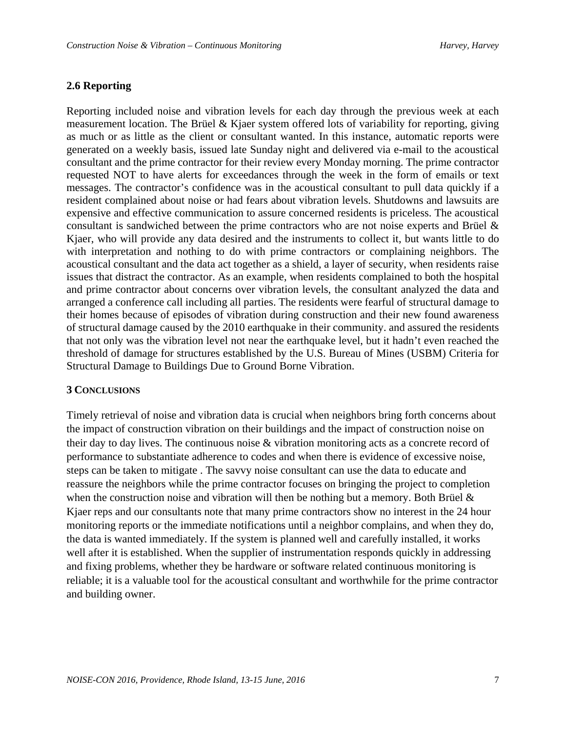## 2.6 Reporting

Reporting included noise and vibration levels for each day through the previous week at each measurement location. The Brüel & Kjaer system offered lots of variability for reporting, giving as much or as little as the client or consultant wanted. In this instance, automatic reports were generated on a weekly basis, issued late Sunday night and delivered via e-mail to the acoustical consultant and the prime contractor for their review every Monday morning. The prime contractor requested NOT to have alerts for exceedances through the week in the form of emails or text messages. The contractor's confidence was in the acoustical consultant to pull data quickly if a resident complained about noise or had fears about vibration levels. Shutdowns and lawsuits are expensive and effective communication to assure concerned residents is priceless. The acoustical consultant is sandwiched between the prime contractors who are not noise experts and Brüel & Kjaer, who will provide any data desired and the instruments to collect it, but wants little to do with interpretation and nothing to do with prime contractors or complaining neighbors. The acoustical consultant and the data act together as a shield, a layer of security, when residents raise issues that distract the contractor. As an example, when residents complained to both the hospital and prime contractor about concerns over vibration levels, the consultant analyzed the data and arranged a conference call including all parties. The residents were fearful of structural damage to their homes because of episodes of vibration during construction and their new found awareness of structural damage caused by the 2010 earthquake in their community. and assured the residents that not only was the vibration level not near the earthquake level, but it hadn't even reached the threshold of damage for structures established by the U.S. Bureau of Mines (USBM) Criteria for Structural Damage to Buildings Due to Ground Borne Vibration.

## 3 CONCLUSIONS

Timely retrieval of noise and vibration data is crucial when neighbors bring forth concerns about the impact of construction vibration on their buildings and the impact of construction noise on their day to day lives. The continuous noise & vibration monitoring acts as a concrete record of performance to substantiate adherence to codes and when there is evidence of excessive noise, steps can be taken to mitigate . The savvy noise consultant can use the data to educate and reassure the neighbors while the prime contractor focuses on bringing the project to completion when the construction noise and vibration will then be nothing but a memory. Both Brüel & Kjaer reps and our consultants note that many prime contractors show no interest in the 24 hour monitoring reports or the immediate notifications until a neighbor complains, and when they do, the data is wanted immediately. If the system is planned well and carefully installed, it works well after it is established. When the supplier of instrumentation responds quickly in addressing and fixing problems, whether they be hardware or software related continuous monitoring is reliable; it is a valuable tool for the acoustical consultant and worthwhile for the prime contractor and building owner.